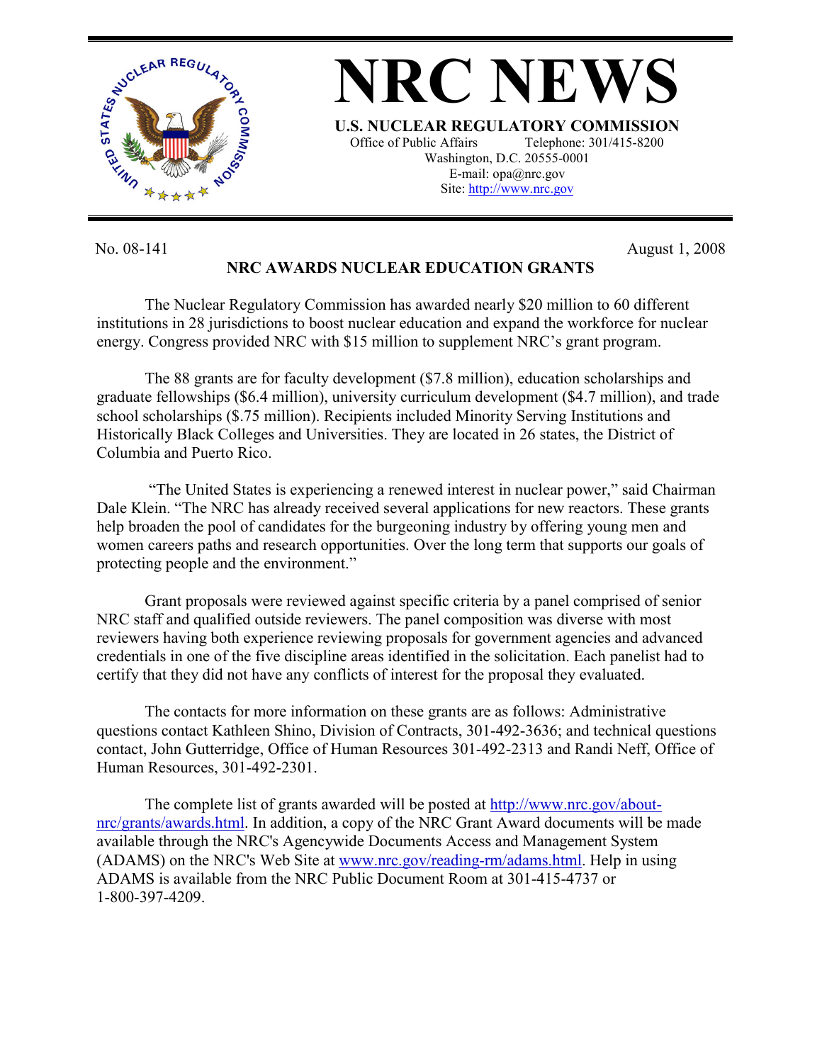# NRC NEWS

**U.S. NUCLEAR REGULATORY COMMISSION**

Office of Public Affairs Telephone: 301/415-8200
Washington, D.C. 20555-0001
E-mail: opa@nrc.gov
Site: http://www.nrc.gov

No. 08-141 August 1, 2008

## NRC AWARDS NUCLEAR EDUCATION GRANTS

The Nuclear Regulatory Commission has awarded nearly $20 million to 60 different institutions in 28 jurisdictions to boost nuclear education and expand the workforce for nuclear energy. Congress provided NRC with $15 million to supplement NRC's grant program.

The 88 grants are for faculty development ($7.8 million), education scholarships and graduate fellowships ($6.4 million), university curriculum development ($4.7 million), and trade school scholarships ($.75 million). Recipients included Minority Serving Institutions and Historically Black Colleges and Universities. They are located in 26 states, the District of Columbia and Puerto Rico.

"The United States is experiencing a renewed interest in nuclear power," said Chairman Dale Klein. "The NRC has already received several applications for new reactors. These grants help broaden the pool of candidates for the burgeoning industry by offering young men and women careers paths and research opportunities. Over the long term that supports our goals of protecting people and the environment."

Grant proposals were reviewed against specific criteria by a panel comprised of senior NRC staff and qualified outside reviewers. The panel composition was diverse with most reviewers having both experience reviewing proposals for government agencies and advanced credentials in one of the five discipline areas identified in the solicitation. Each panelist had to certify that they did not have any conflicts of interest for the proposal they evaluated.

The contacts for more information on these grants are as follows: Administrative questions contact Kathleen Shino, Division of Contracts, 301-492-3636; and technical questions contact, John Gutteridge, Office of Human Resources 301-492-2313 and Randi Neff, Office of Human Resources, 301-492-2301.

The complete list of grants awarded will be posted at http://www.nrc.gov/about-nrc/grants/awards.html. In addition, a copy of the NRC Grant Award documents will be made available through the NRC's Agencywide Documents Access and Management System (ADAMS) on the NRC's Web Site at www.nrc.gov/reading-rm/adams.html. Help in using ADAMS is available from the NRC Public Document Room at 301-415-4737 or 1-800-397-4209.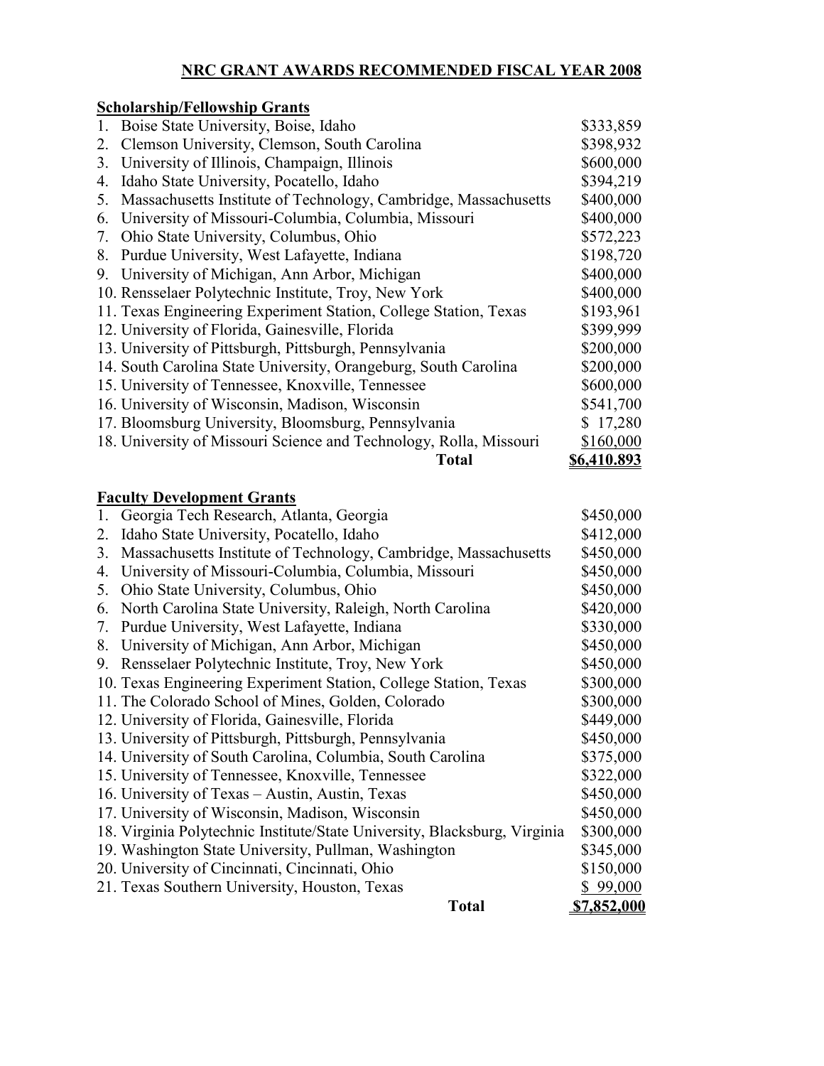# NRC GRANT AWARDS RECOMMENDED FISCAL YEAR 2008

## Scholarship/Fellowship Grants

| | Institution | Amount |
|---|---|---|
| 1. | Boise State University, Boise, Idaho | $333,859 |
| 2. | Clemson University, Clemson, South Carolina | $398,932 |
| 3. | University of Illinois, Champaign, Illinois | $600,000 |
| 4. | Idaho State University, Pocatello, Idaho | $394,219 |
| 5. | Massachusetts Institute of Technology, Cambridge, Massachusetts | $400,000 |
| 6. | University of Missouri-Columbia, Columbia, Missouri | $400,000 |
| 7. | Ohio State University, Columbus, Ohio | $572,223 |
| 8. | Purdue University, West Lafayette, Indiana | $198,720 |
| 9. | University of Michigan, Ann Arbor, Michigan | $400,000 |
| 10. | Rensselaer Polytechnic Institute, Troy, New York | $400,000 |
| 11. | Texas Engineering Experiment Station, College Station, Texas | $193,961 |
| 12. | University of Florida, Gainesville, Florida | $399,999 |
| 13. | University of Pittsburgh, Pittsburgh, Pennsylvania | $200,000 |
| 14. | South Carolina State University, Orangeburg, South Carolina | $200,000 |
| 15. | University of Tennessee, Knoxville, Tennessee | $600,000 |
| 16. | University of Wisconsin, Madison, Wisconsin | $541,700 |
| 17. | Bloomsburg University, Bloomsburg, Pennsylvania | $ 17,280 |
| 18. | University of Missouri Science and Technology, Rolla, Missouri | $160,000 |
| | **Total** | **$6,410.893** |

## Faculty Development Grants

| | Institution | Amount |
|---|---|---|
| 1. | Georgia Tech Research, Atlanta, Georgia | $450,000 |
| 2. | Idaho State University, Pocatello, Idaho | $412,000 |
| 3. | Massachusetts Institute of Technology, Cambridge, Massachusetts | $450,000 |
| 4. | University of Missouri-Columbia, Columbia, Missouri | $450,000 |
| 5. | Ohio State University, Columbus, Ohio | $450,000 |
| 6. | North Carolina State University, Raleigh, North Carolina | $420,000 |
| 7. | Purdue University, West Lafayette, Indiana | $330,000 |
| 8. | University of Michigan, Ann Arbor, Michigan | $450,000 |
| 9. | Rensselaer Polytechnic Institute, Troy, New York | $450,000 |
| 10. | Texas Engineering Experiment Station, College Station, Texas | $300,000 |
| 11. | The Colorado School of Mines, Golden, Colorado | $300,000 |
| 12. | University of Florida, Gainesville, Florida | $449,000 |
| 13. | University of Pittsburgh, Pittsburgh, Pennsylvania | $450,000 |
| 14. | University of South Carolina, Columbia, South Carolina | $375,000 |
| 15. | University of Tennessee, Knoxville, Tennessee | $322,000 |
| 16. | University of Texas – Austin, Austin, Texas | $450,000 |
| 17. | University of Wisconsin, Madison, Wisconsin | $450,000 |
| 18. | Virginia Polytechnic Institute/State University, Blacksburg, Virginia | $300,000 |
| 19. | Washington State University, Pullman, Washington | $345,000 |
| 20. | University of Cincinnati, Cincinnati, Ohio | $150,000 |
| 21. | Texas Southern University, Houston, Texas | $ 99,000 |
| | **Total** | **$7,852,000** |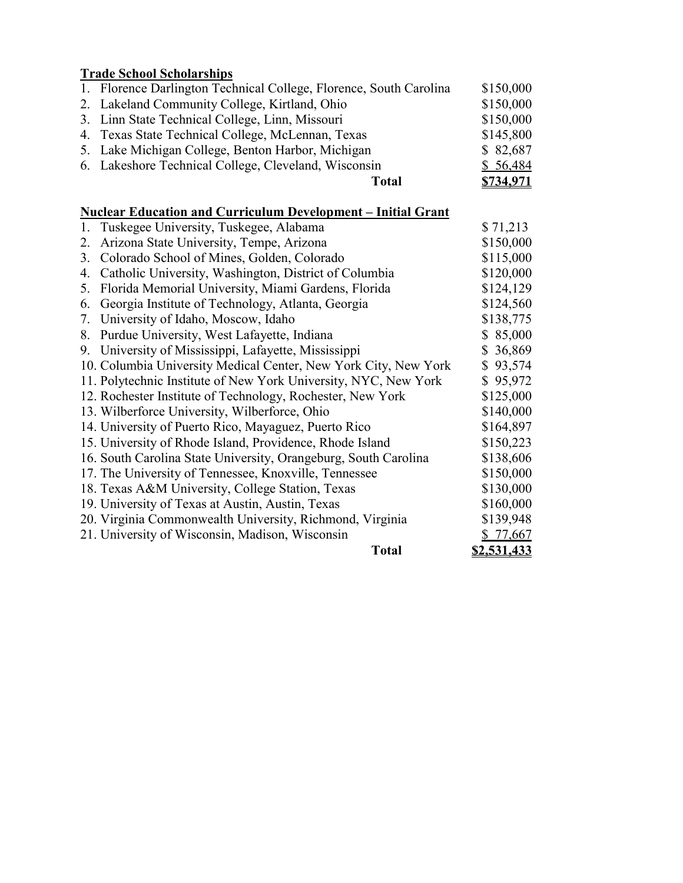**Trade School Scholarships**

| | Institution | Amount |
|---|---|---|
| 1. | Florence Darlington Technical College, Florence, South Carolina | $150,000 |
| 2. | Lakeland Community College, Kirtland, Ohio | $150,000 |
| 3. | Linn State Technical College, Linn, Missouri | $150,000 |
| 4. | Texas State Technical College, McLennan, Texas | $145,800 |
| 5. | Lake Michigan College, Benton Harbor, Michigan | $ 82,687 |
| 6. | Lakeshore Technical College, Cleveland, Wisconsin | $ 56,484 |
| | **Total** | **$734,971** |

**Nuclear Education and Curriculum Development – Initial Grant**

| | Institution | Amount |
|---|---|---|
| 1. | Tuskegee University, Tuskegee, Alabama | $ 71,213 |
| 2. | Arizona State University, Tempe, Arizona | $150,000 |
| 3. | Colorado School of Mines, Golden, Colorado | $115,000 |
| 4. | Catholic University, Washington, District of Columbia | $120,000 |
| 5. | Florida Memorial University, Miami Gardens, Florida | $124,129 |
| 6. | Georgia Institute of Technology, Atlanta, Georgia | $124,560 |
| 7. | University of Idaho, Moscow, Idaho | $138,775 |
| 8. | Purdue University, West Lafayette, Indiana | $ 85,000 |
| 9. | University of Mississippi, Lafayette, Mississippi | $ 36,869 |
| 10. | Columbia University Medical Center, New York City, New York | $ 93,574 |
| 11. | Polytechnic Institute of New York University, NYC, New York | $ 95,972 |
| 12. | Rochester Institute of Technology, Rochester, New York | $125,000 |
| 13. | Wilberforce University, Wilberforce, Ohio | $140,000 |
| 14. | University of Puerto Rico, Mayaguez, Puerto Rico | $164,897 |
| 15. | University of Rhode Island, Providence, Rhode Island | $150,223 |
| 16. | South Carolina State University, Orangeburg, South Carolina | $138,606 |
| 17. | The University of Tennessee, Knoxville, Tennessee | $150,000 |
| 18. | Texas A&M University, College Station, Texas | $130,000 |
| 19. | University of Texas at Austin, Austin, Texas | $160,000 |
| 20. | Virginia Commonwealth University, Richmond, Virginia | $139,948 |
| 21. | University of Wisconsin, Madison, Wisconsin | $ 77,667 |
| | **Total** | **$2,531,433** |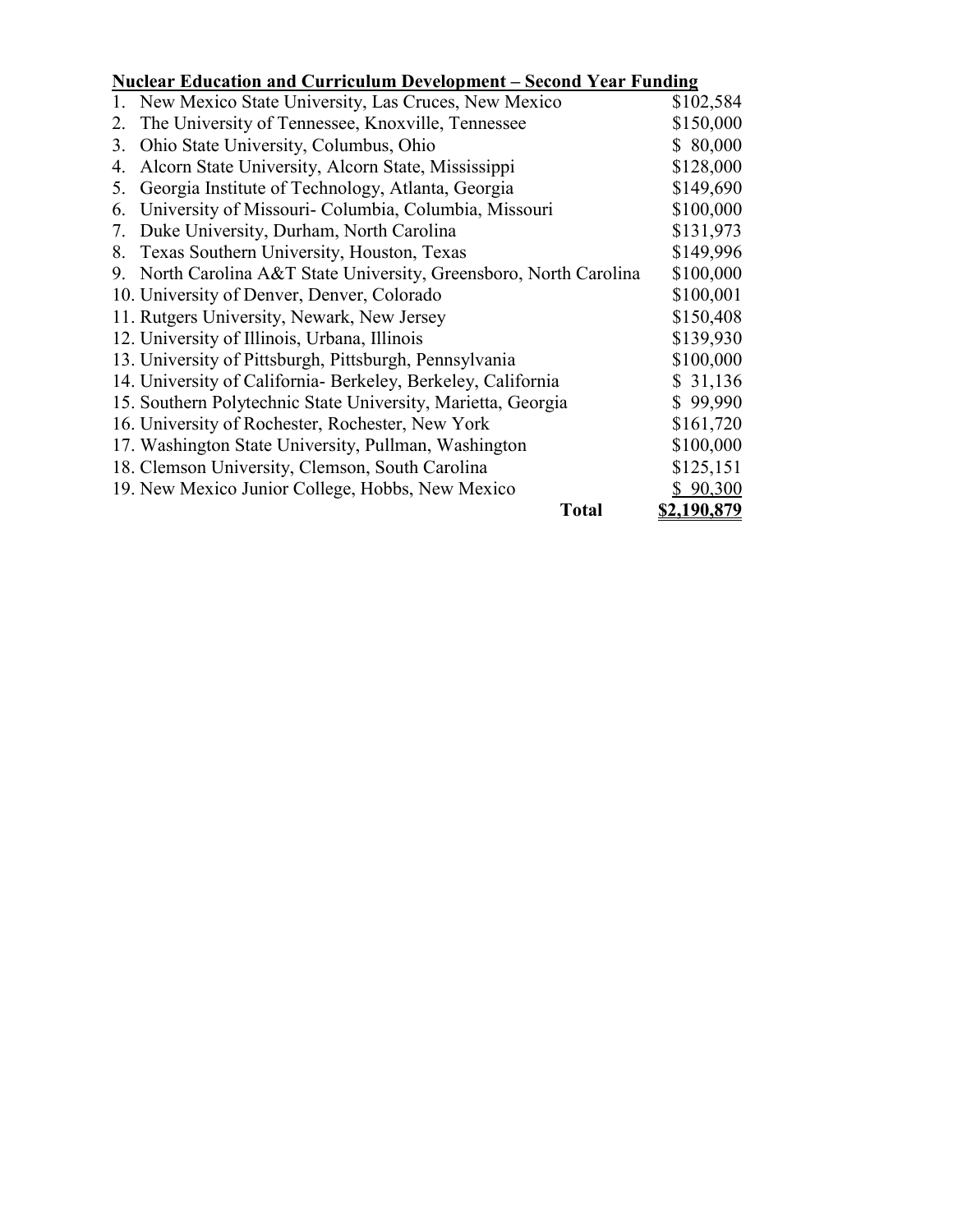**Nuclear Education and Curriculum Development – Second Year Funding**

| | |
|---|---|
| 1. New Mexico State University, Las Cruces, New Mexico | $102,584 |
| 2. The University of Tennessee, Knoxville, Tennessee | $150,000 |
| 3. Ohio State University, Columbus, Ohio | $ 80,000 |
| 4. Alcorn State University, Alcorn State, Mississippi | $128,000 |
| 5. Georgia Institute of Technology, Atlanta, Georgia | $149,690 |
| 6. University of Missouri- Columbia, Columbia, Missouri | $100,000 |
| 7. Duke University, Durham, North Carolina | $131,973 |
| 8. Texas Southern University, Houston, Texas | $149,996 |
| 9. North Carolina A&T State University, Greensboro, North Carolina | $100,000 |
| 10. University of Denver, Denver, Colorado | $100,001 |
| 11. Rutgers University, Newark, New Jersey | $150,408 |
| 12. University of Illinois, Urbana, Illinois | $139,930 |
| 13. University of Pittsburgh, Pittsburgh, Pennsylvania | $100,000 |
| 14. University of California- Berkeley, Berkeley, California | $ 31,136 |
| 15. Southern Polytechnic State University, Marietta, Georgia | $ 99,990 |
| 16. University of Rochester, Rochester, New York | $161,720 |
| 17. Washington State University, Pullman, Washington | $100,000 |
| 18. Clemson University, Clemson, South Carolina | $125,151 |
| 19. New Mexico Junior College, Hobbs, New Mexico | $ 90,300 |
| **Total** | **$2,190,879** |